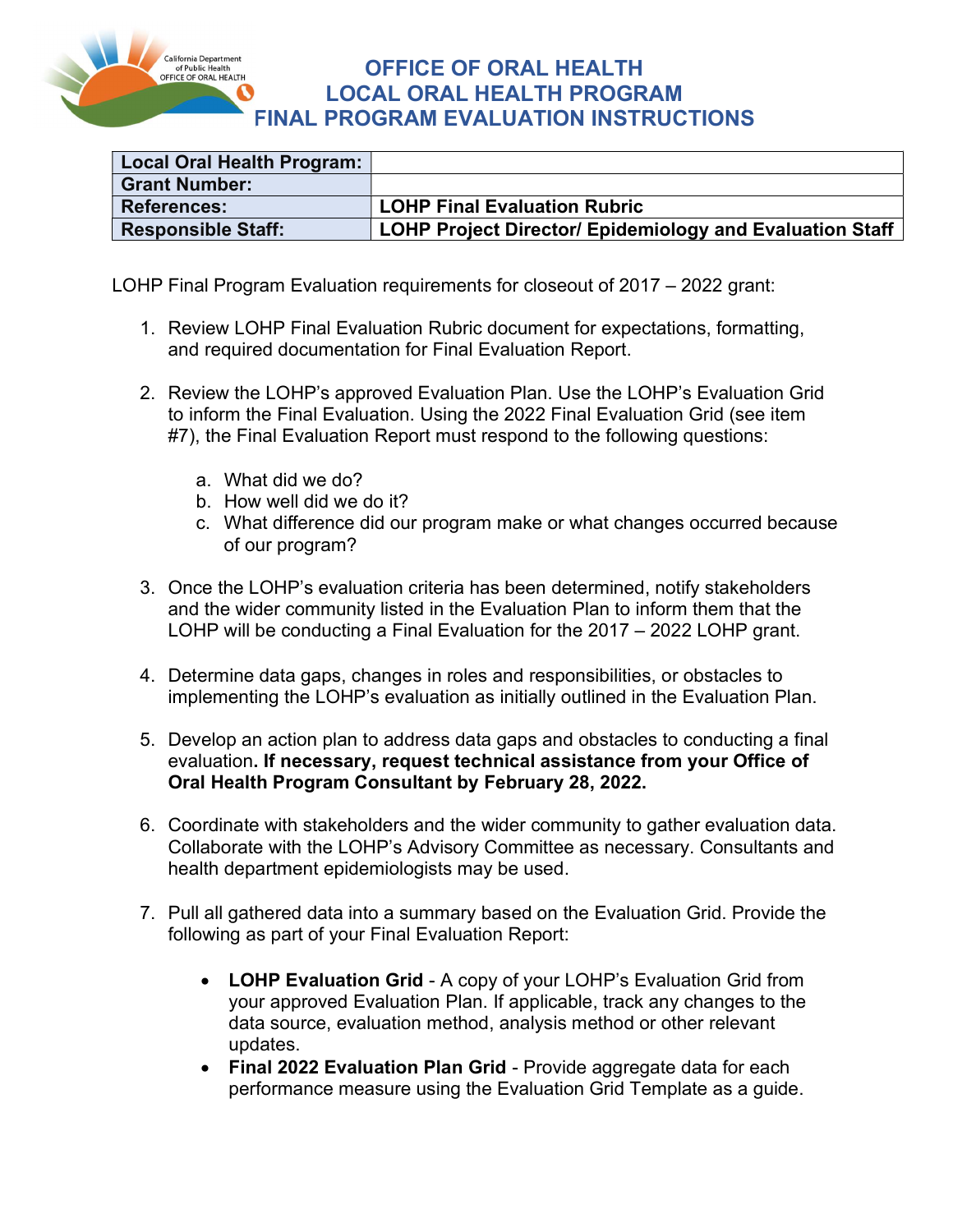# OFFICE OF ORAL HEALTH
# LOCAL ORAL HEALTH PROGRAM
# FINAL PROGRAM EVALUATION INSTRUCTIONS

| **Local Oral Health Program:** | |
|---|---|
| **Grant Number:** | |
| **References:** | **LOHP Final Evaluation Rubric** |
| **Responsible Staff:** | **LOHP Project Director/ Epidemiology and Evaluation Staff** |

LOHP Final Program Evaluation requirements for closeout of 2017 – 2022 grant:

1. Review LOHP Final Evaluation Rubric document for expectations, formatting, and required documentation for Final Evaluation Report.

2. Review the LOHP's approved Evaluation Plan. Use the LOHP's Evaluation Grid to inform the Final Evaluation. Using the 2022 Final Evaluation Grid (see item #7), the Final Evaluation Report must respond to the following questions:

   a. What did we do?
   b. How well did we do it?
   c. What difference did our program make or what changes occurred because of our program?

3. Once the LOHP's evaluation criteria has been determined, notify stakeholders and the wider community listed in the Evaluation Plan to inform them that the LOHP will be conducting a Final Evaluation for the 2017 – 2022 LOHP grant.

4. Determine data gaps, changes in roles and responsibilities, or obstacles to implementing the LOHP's evaluation as initially outlined in the Evaluation Plan.

5. Develop an action plan to address data gaps and obstacles to conducting a final evaluation**. If necessary, request technical assistance from your Office of Oral Health Program Consultant by February 28, 2022.**

6. Coordinate with stakeholders and the wider community to gather evaluation data. Collaborate with the LOHP's Advisory Committee as necessary. Consultants and health department epidemiologists may be used.

7. Pull all gathered data into a summary based on the Evaluation Grid. Provide the following as part of your Final Evaluation Report:

   - **LOHP Evaluation Grid** - A copy of your LOHP's Evaluation Grid from your approved Evaluation Plan. If applicable, track any changes to the data source, evaluation method, analysis method or other relevant updates.
   - **Final 2022 Evaluation Plan Grid** - Provide aggregate data for each performance measure using the Evaluation Grid Template as a guide.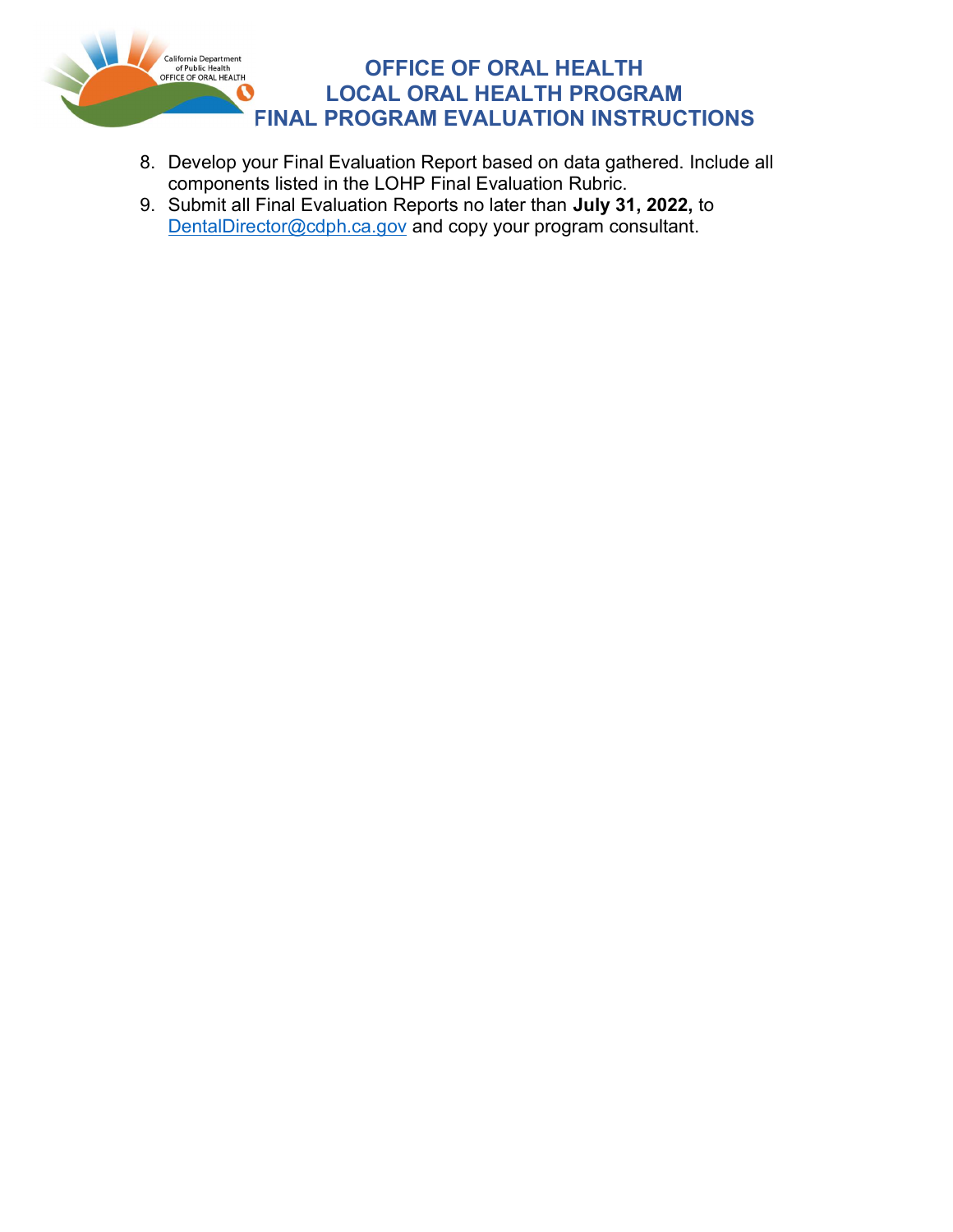8. Develop your Final Evaluation Report based on data gathered. Include all components listed in the LOHP Final Evaluation Rubric.
9. Submit all Final Evaluation Reports no later than **July 31, 2022,** to [DentalDirector@cdph.ca.gov](mailto:DentalDirector@cdph.ca.gov) and copy your program consultant.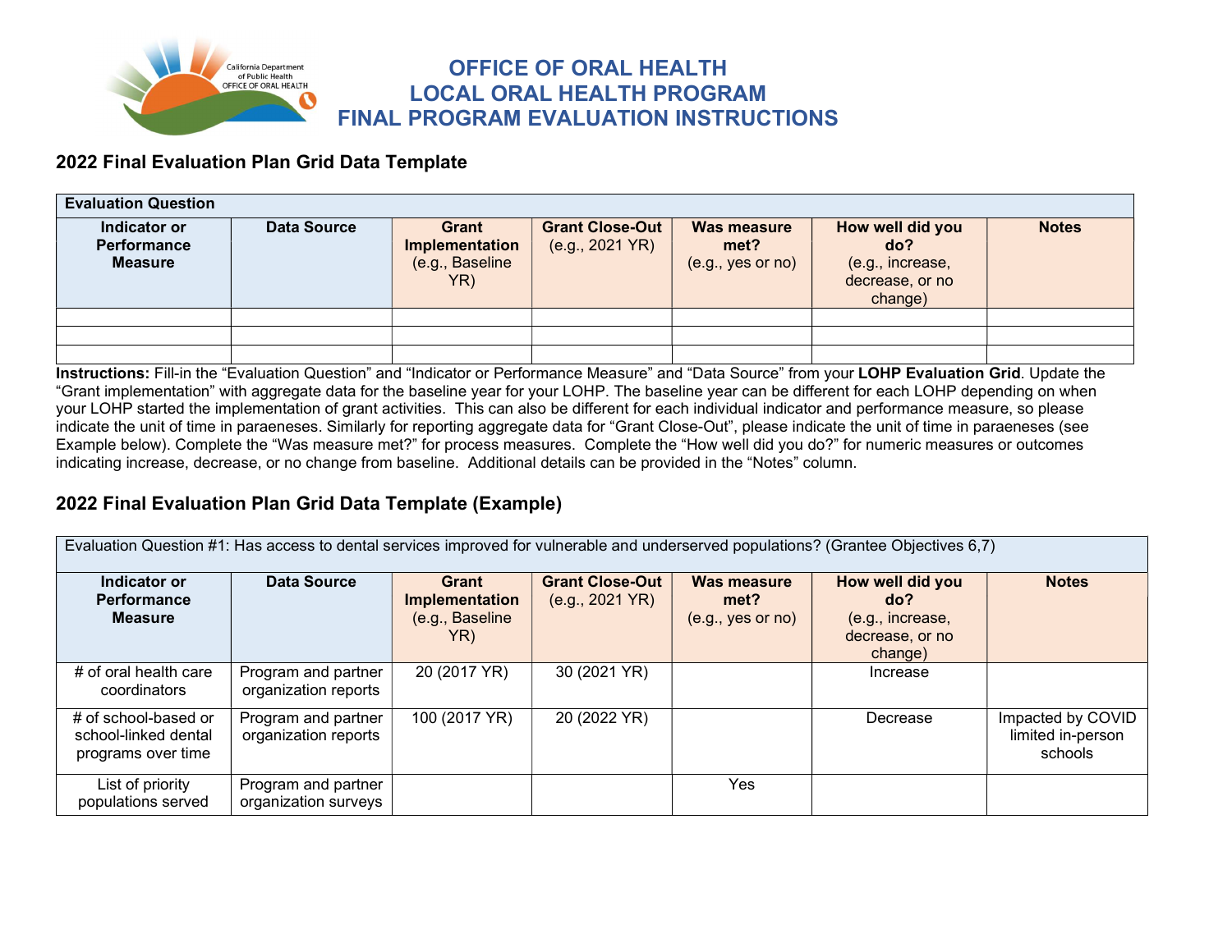# OFFICE OF ORAL HEALTH
# LOCAL ORAL HEALTH PROGRAM
# FINAL PROGRAM EVALUATION INSTRUCTIONS

## 2022 Final Evaluation Plan Grid Data Template

| **Evaluation Question** | | | | | | |
|---|---|---|---|---|---|---|
| **Indicator or Performance Measure** | **Data Source** | **Grant Implementation** (e.g., Baseline YR) | **Grant Close-Out** (e.g., 2021 YR) | **Was measure met?** (e.g., yes or no) | **How well did you do?** (e.g., increase, decrease, or no change) | **Notes** |
| | | | | | | |
| | | | | | | |
| | | | | | | |

**Instructions:** Fill-in the "Evaluation Question" and "Indicator or Performance Measure" and "Data Source" from your **LOHP Evaluation Grid**. Update the "Grant implementation" with aggregate data for the baseline year for your LOHP. The baseline year can be different for each LOHP depending on when your LOHP started the implementation of grant activities. This can also be different for each individual indicator and performance measure, so please indicate the unit of time in paraeneses. Similarly for reporting aggregate data for "Grant Close-Out", please indicate the unit of time in paraeneses (see Example below). Complete the "Was measure met?" for process measures. Complete the "How well did you do?" for numeric measures or outcomes indicating increase, decrease, or no change from baseline. Additional details can be provided in the "Notes" column.

## 2022 Final Evaluation Plan Grid Data Template (Example)

| Evaluation Question #1: Has access to dental services improved for vulnerable and underserved populations? (Grantee Objectives 6,7) | | | | | | |
|---|---|---|---|---|---|---|
| **Indicator or Performance Measure** | **Data Source** | **Grant Implementation** (e.g., Baseline YR) | **Grant Close-Out** (e.g., 2021 YR) | **Was measure met?** (e.g., yes or no) | **How well did you do?** (e.g., increase, decrease, or no change) | **Notes** |
| # of oral health care coordinators | Program and partner organization reports | 20 (2017 YR) | 30 (2021 YR) | | Increase | |
| # of school-based or school-linked dental programs over time | Program and partner organization reports | 100 (2017 YR) | 20 (2022 YR) | | Decrease | Impacted by COVID limited in-person schools |
| List of priority populations served | Program and partner organization surveys | | | Yes | | |